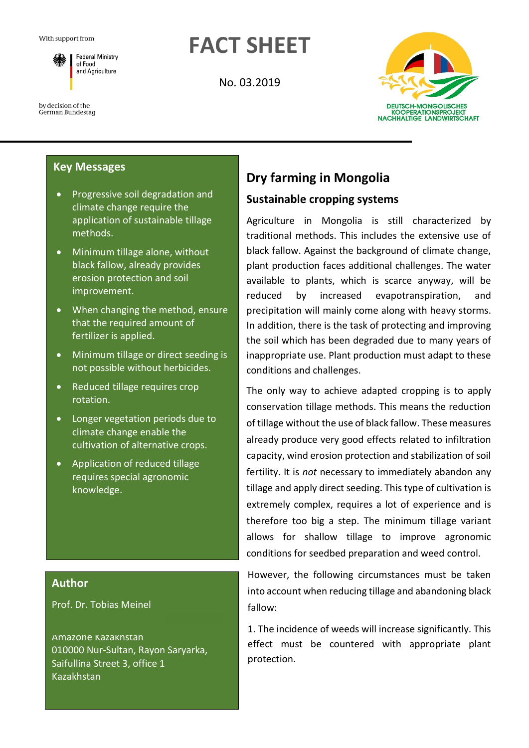With support from

Federal Ministry of Food and Agriculture

by decision of the German Bundestag

# FACT SHEET

No. 03.2019

DEUTSCH-MONGOLISCHES KOOPERATIONSPROJEKT NACHHALTIGE LANDWIRTSCHAFT

## Key Messages

- Progressive soil degradation and climate change require the application of sustainable tillage methods.
- Minimum tillage alone, without black fallow, already provides erosion protection and soil improvement.
- When changing the method, ensure that the required amount of fertilizer is applied.
- Minimum tillage or direct seeding is not possible without herbicides.
- Reduced tillage requires crop rotation.
- Longer vegetation periods due to climate change enable the cultivation of alternative crops.
- Application of reduced tillage requires special agronomic knowledge.

## Author

Prof. Dr. Tobias Meinel

Amazone Kazakhstan
010000 Nur-Sultan, Rayon Saryarka,
Saifullina Street 3, office 1
Kazakhstan

# Dry farming in Mongolia

## Sustainable cropping systems

Agriculture in Mongolia is still characterized by traditional methods. This includes the extensive use of black fallow. Against the background of climate change, plant production faces additional challenges. The water available to plants, which is scarce anyway, will be reduced by increased evapotranspiration, and precipitation will mainly come along with heavy storms. In addition, there is the task of protecting and improving the soil which has been degraded due to many years of inappropriate use. Plant production must adapt to these conditions and challenges.

The only way to achieve adapted cropping is to apply conservation tillage methods. This means the reduction of tillage without the use of black fallow. These measures already produce very good effects related to infiltration capacity, wind erosion protection and stabilization of soil fertility. It is *not* necessary to immediately abandon any tillage and apply direct seeding. This type of cultivation is extremely complex, requires a lot of experience and is therefore too big a step. The minimum tillage variant allows for shallow tillage to improve agronomic conditions for seedbed preparation and weed control.

However, the following circumstances must be taken into account when reducing tillage and abandoning black fallow:

1. The incidence of weeds will increase significantly. This effect must be countered with appropriate plant protection.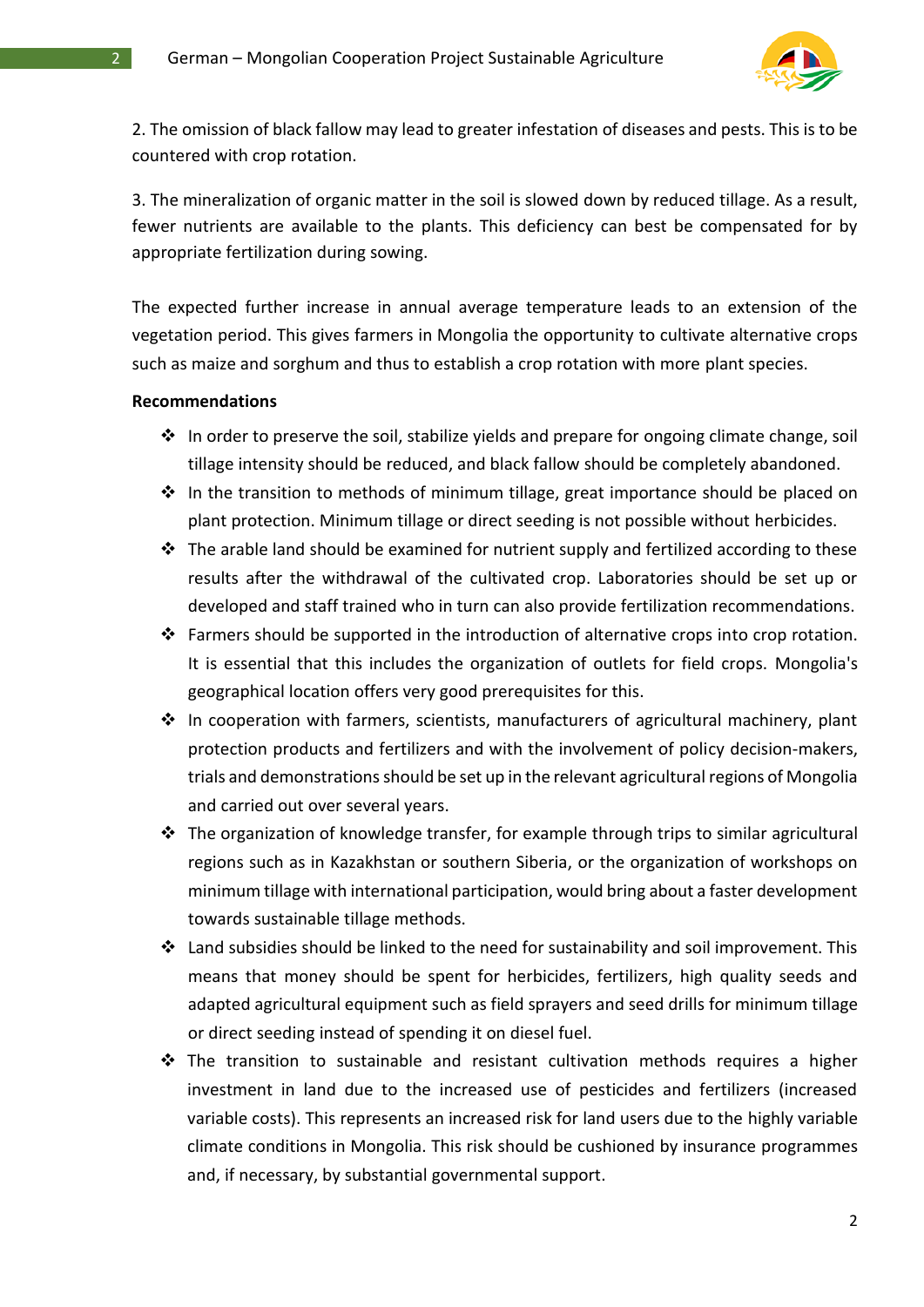2. The omission of black fallow may lead to greater infestation of diseases and pests. This is to be countered with crop rotation.

3. The mineralization of organic matter in the soil is slowed down by reduced tillage. As a result, fewer nutrients are available to the plants. This deficiency can best be compensated for by appropriate fertilization during sowing.

The expected further increase in annual average temperature leads to an extension of the vegetation period. This gives farmers in Mongolia the opportunity to cultivate alternative crops such as maize and sorghum and thus to establish a crop rotation with more plant species.

**Recommendations**

- In order to preserve the soil, stabilize yields and prepare for ongoing climate change, soil tillage intensity should be reduced, and black fallow should be completely abandoned.
- In the transition to methods of minimum tillage, great importance should be placed on plant protection. Minimum tillage or direct seeding is not possible without herbicides.
- The arable land should be examined for nutrient supply and fertilized according to these results after the withdrawal of the cultivated crop. Laboratories should be set up or developed and staff trained who in turn can also provide fertilization recommendations.
- Farmers should be supported in the introduction of alternative crops into crop rotation. It is essential that this includes the organization of outlets for field crops. Mongolia's geographical location offers very good prerequisites for this.
- In cooperation with farmers, scientists, manufacturers of agricultural machinery, plant protection products and fertilizers and with the involvement of policy decision-makers, trials and demonstrations should be set up in the relevant agricultural regions of Mongolia and carried out over several years.
- The organization of knowledge transfer, for example through trips to similar agricultural regions such as in Kazakhstan or southern Siberia, or the organization of workshops on minimum tillage with international participation, would bring about a faster development towards sustainable tillage methods.
- Land subsidies should be linked to the need for sustainability and soil improvement. This means that money should be spent for herbicides, fertilizers, high quality seeds and adapted agricultural equipment such as field sprayers and seed drills for minimum tillage or direct seeding instead of spending it on diesel fuel.
- The transition to sustainable and resistant cultivation methods requires a higher investment in land due to the increased use of pesticides and fertilizers (increased variable costs). This represents an increased risk for land users due to the highly variable climate conditions in Mongolia. This risk should be cushioned by insurance programmes and, if necessary, by substantial governmental support.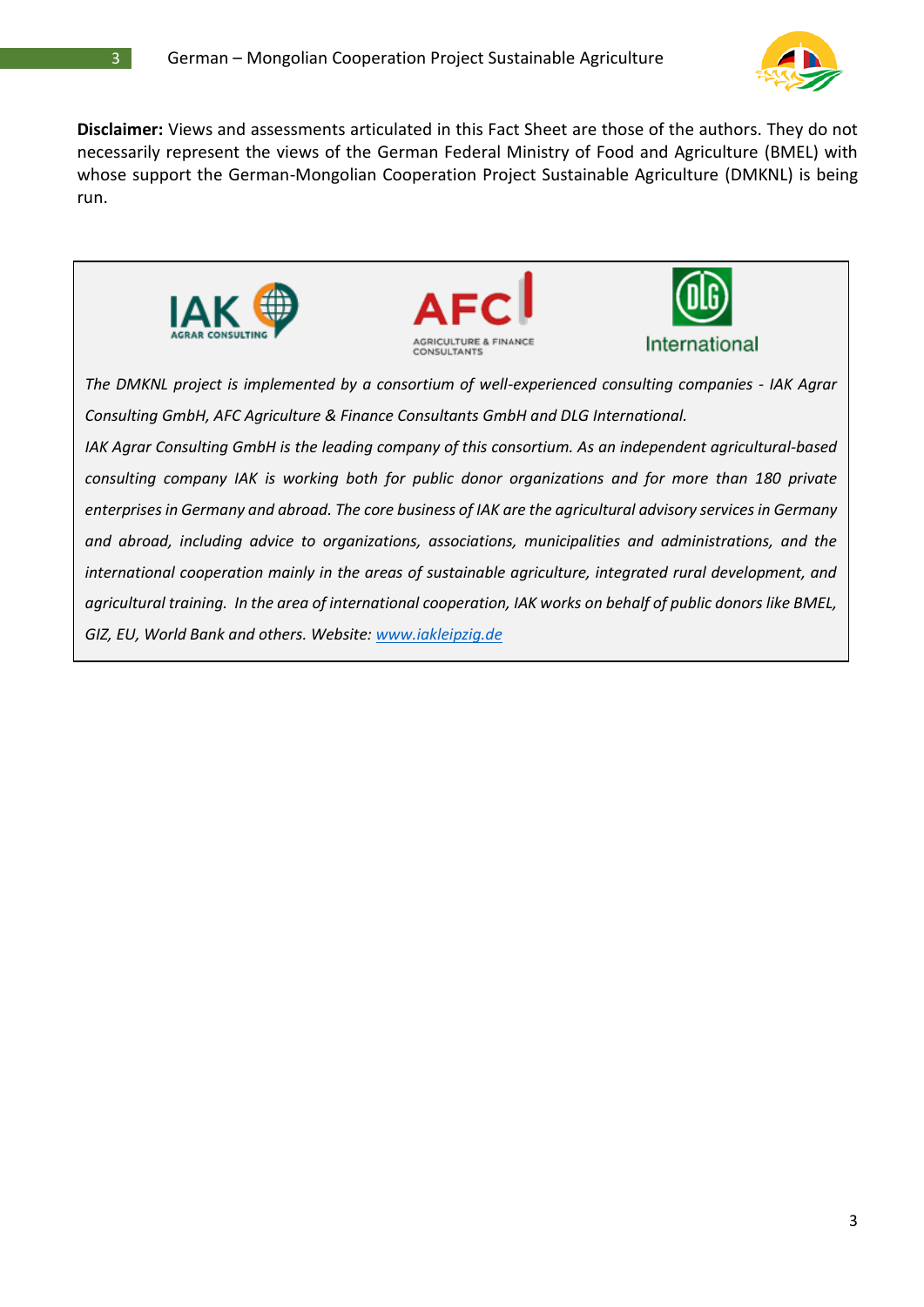**Disclaimer:** Views and assessments articulated in this Fact Sheet are those of the authors. They do not necessarily represent the views of the German Federal Ministry of Food and Agriculture (BMEL) with whose support the German-Mongolian Cooperation Project Sustainable Agriculture (DMKNL) is being run.

IAK AGRAR CONSULTING

AFC AGRICULTURE & FINANCE CONSULTANTS

DLG International

*The DMKNL project is implemented by a consortium of well-experienced consulting companies - IAK Agrar Consulting GmbH, AFC Agriculture & Finance Consultants GmbH and DLG International.*

*IAK Agrar Consulting GmbH is the leading company of this consortium. As an independent agricultural-based consulting company IAK is working both for public donor organizations and for more than 180 private enterprises in Germany and abroad. The core business of IAK are the agricultural advisory services in Germany and abroad, including advice to organizations, associations, municipalities and administrations, and the international cooperation mainly in the areas of sustainable agriculture, integrated rural development, and agricultural training. In the area of international cooperation, IAK works on behalf of public donors like BMEL, GIZ, EU, World Bank and others. Website: [www.iakleipzig.de](http://www.iakleipzig.de)*